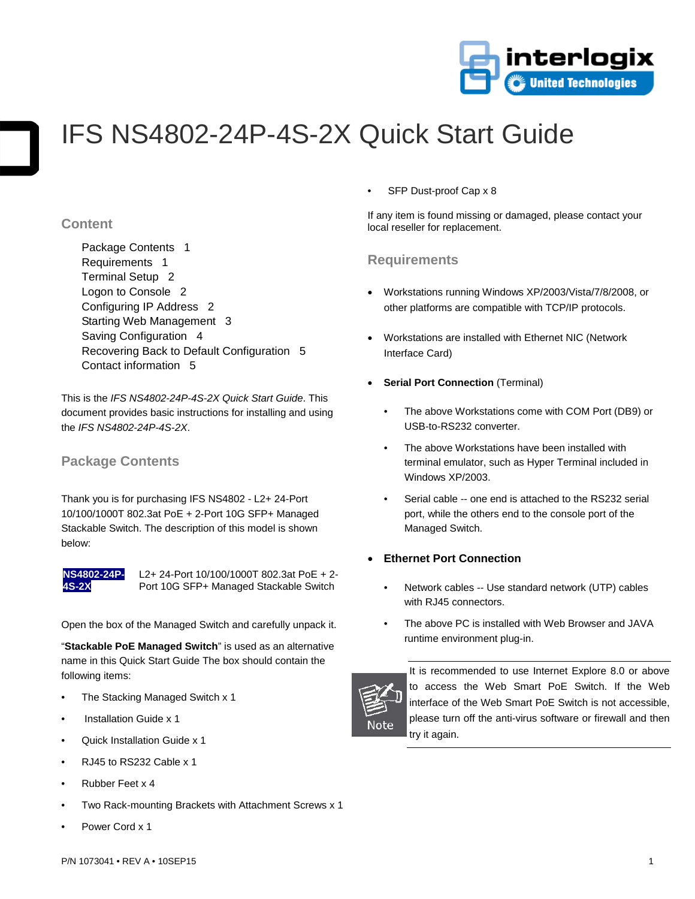# IFS NS4802-24P-4S-2X Quick Start Guide

## Content

Package Contents 1
Requirements 1
Terminal Setup 2
Logon to Console 2
Configuring IP Address 2
Starting Web Management 3
Saving Configuration 4
Recovering Back to Default Configuration 5
Contact information 5

This is the *IFS NS4802-24P-4S-2X Quick Start Guide*. This document provides basic instructions for installing and using the *IFS NS4802-24P-4S-2X*.

## Package Contents

Thank you is for purchasing IFS NS4802 - L2+ 24-Port 10/100/1000T 802.3at PoE + 2-Port 10G SFP+ Managed Stackable Switch. The description of this model is shown below:

| | |
|---|---|
| **NS4802-24P-4S-2X** | L2+ 24-Port 10/100/1000T 802.3at PoE + 2-Port 10G SFP+ Managed Stackable Switch |

Open the box of the Managed Switch and carefully unpack it.

"**Stackable PoE Managed Switch**" is used as an alternative name in this Quick Start Guide The box should contain the following items:

- The Stacking Managed Switch x 1
- Installation Guide x 1
- Quick Installation Guide x 1
- RJ45 to RS232 Cable x 1
- Rubber Feet x 4
- Two Rack-mounting Brackets with Attachment Screws x 1
- Power Cord x 1
- SFP Dust-proof Cap x 8

If any item is found missing or damaged, please contact your local reseller for replacement.

## Requirements

- Workstations running Windows XP/2003/Vista/7/8/2008, or other platforms are compatible with TCP/IP protocols.
- Workstations are installed with Ethernet NIC (Network Interface Card)
- **Serial Port Connection** (Terminal)
  - The above Workstations come with COM Port (DB9) or USB-to-RS232 converter.
  - The above Workstations have been installed with terminal emulator, such as Hyper Terminal included in Windows XP/2003.
  - Serial cable -- one end is attached to the RS232 serial port, while the others end to the console port of the Managed Switch.
- **Ethernet Port Connection**
  - Network cables -- Use standard network (UTP) cables with RJ45 connectors.
  - The above PC is installed with Web Browser and JAVA runtime environment plug-in.

**Note:** It is recommended to use Internet Explore 8.0 or above to access the Web Smart PoE Switch. If the Web interface of the Web Smart PoE Switch is not accessible, please turn off the anti-virus software or firewall and then try it again.

P/N 1073041 • REV A • 10SEP15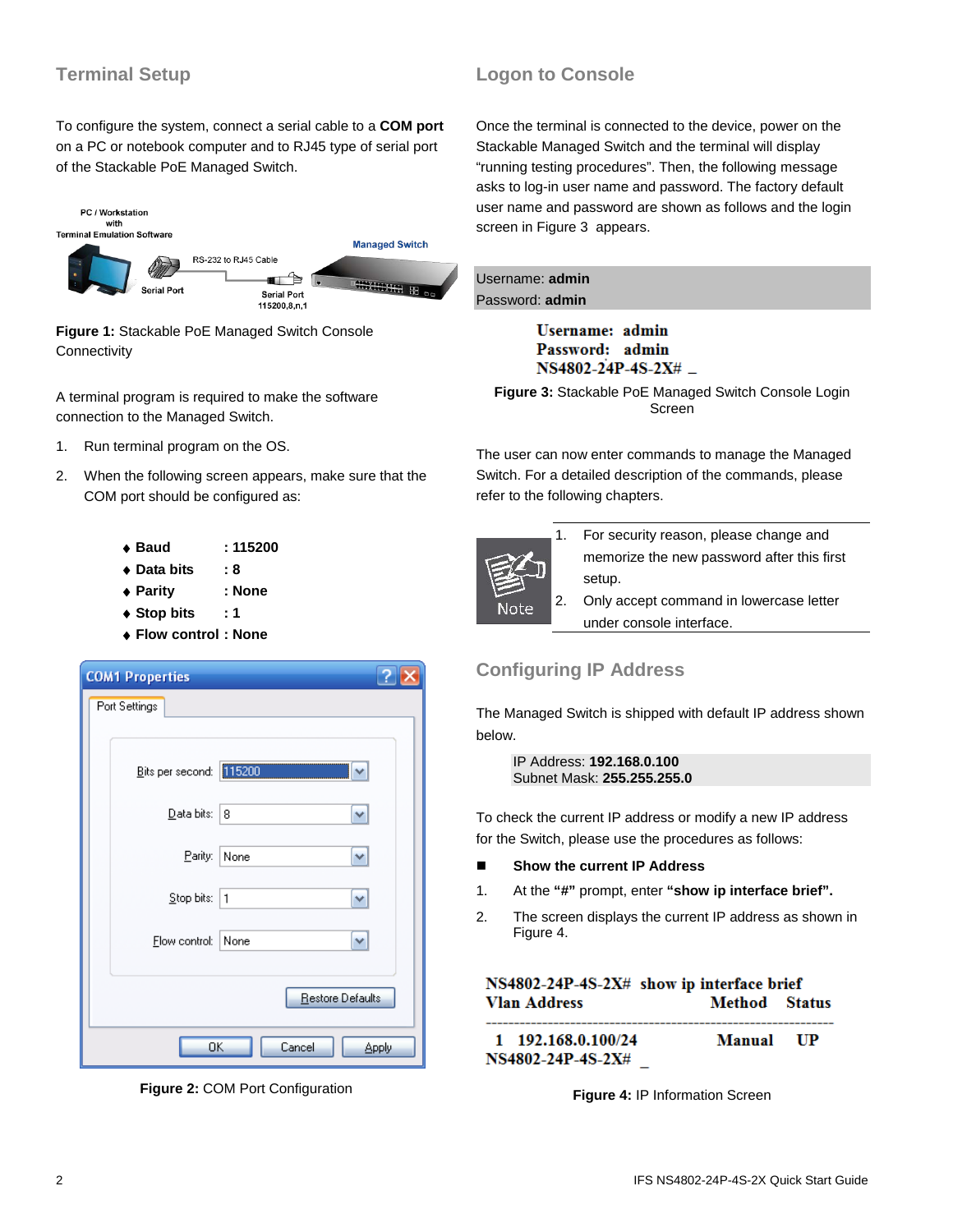## Terminal Setup

To configure the system, connect a serial cable to a **COM port** on a PC or notebook computer and to RJ45 type of serial port of the Stackable PoE Managed Switch.

PC / Workstation with Terminal Emulation Software

Serial Port

RS-232 to RJ45 Cable

Managed Switch

Serial Port 115200,8,n,1

**Figure 1:** Stackable PoE Managed Switch Console Connectivity

A terminal program is required to make the software connection to the Managed Switch.

1. Run terminal program on the OS.
2. When the following screen appears, make sure that the COM port should be configured as:

- **Baud : 115200**
- **Data bits : 8**
- **Parity : None**
- **Stop bits : 1**
- **Flow control : None**

COM1 Properties

Port Settings

Bits per second: 115200

Data bits: 8

Parity: None

Stop bits: 1

Flow control: None

Restore Defaults

OK Cancel Apply

**Figure 2:** COM Port Configuration

## Logon to Console

Once the terminal is connected to the device, power on the Stackable Managed Switch and the terminal will display "running testing procedures". Then, the following message asks to log-in user name and password. The factory default user name and password are shown as follows and the login screen in Figure 3 appears.

Username: **admin**
Password: **admin**

```
Username: admin
Password: admin
NS4802-24P-4S-2X# _
```

**Figure 3:** Stackable PoE Managed Switch Console Login Screen

The user can now enter commands to manage the Managed Switch. For a detailed description of the commands, please refer to the following chapters.

Note

1. For security reason, please change and memorize the new password after this first setup.
2. Only accept command in lowercase letter under console interface.

## Configuring IP Address

The Managed Switch is shipped with default IP address shown below.

IP Address: **192.168.0.100**
Subnet Mask: **255.255.255.0**

To check the current IP address or modify a new IP address for the Switch, please use the procedures as follows:

- **Show the current IP Address**

1. At the **"#"** prompt, enter **"show ip interface brief".**
2. The screen displays the current IP address as shown in Figure 4.

```
NS4802-24P-4S-2X# show ip interface brief
Vlan Address                  Method    Status
----------------------------------------------------------
 1   192.168.0.100/24         Manual    UP
NS4802-24P-4S-2X# _
```

**Figure 4:** IP Information Screen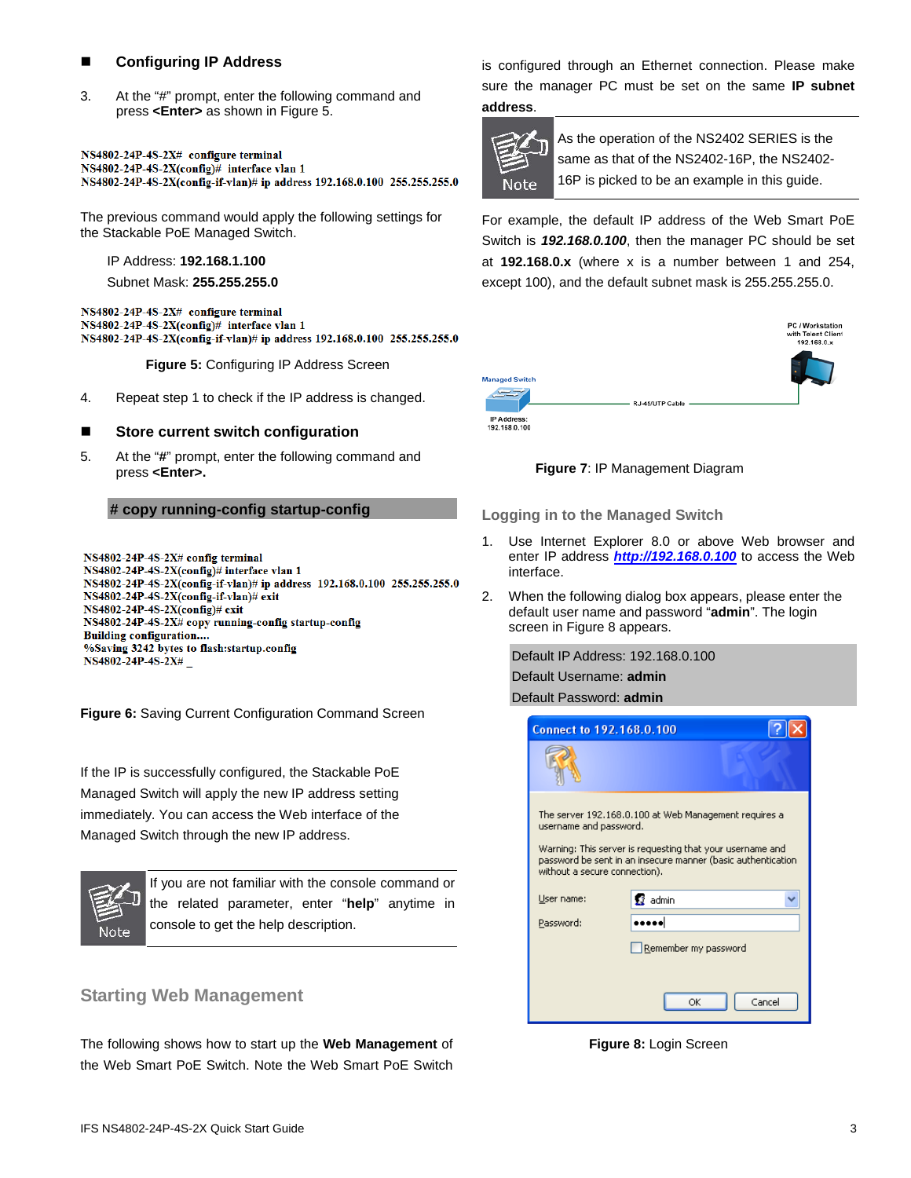- **Configuring IP Address**

3. At the "#" prompt, enter the following command and press **<Enter>** as shown in Figure 5.

```
NS4802-24P-4S-2X# configure terminal
NS4802-24P-4S-2X(config)# interface vlan 1
NS4802-24P-4S-2X(config-if-vlan)# ip address 192.168.0.100 255.255.255.0
```

The previous command would apply the following settings for the Stackable PoE Managed Switch.

IP Address: **192.168.1.100**

Subnet Mask: **255.255.255.0**

```
NS4802-24P-4S-2X# configure terminal
NS4802-24P-4S-2X(config)# interface vlan 1
NS4802-24P-4S-2X(config-if-vlan)# ip address 192.168.0.100 255.255.255.0
```

**Figure 5:** Configuring IP Address Screen

4. Repeat step 1 to check if the IP address is changed.

- **Store current switch configuration**

5. At the "#" prompt, enter the following command and press **<Enter>.**

**# copy running-config startup-config**

```
NS4802-24P-4S-2X# config terminal
NS4802-24P-4S-2X(config)# interface vlan 1
NS4802-24P-4S-2X(config-if-vlan)# ip address 192.168.0.100 255.255.255.0
NS4802-24P-4S-2X(config-if-vlan)# exit
NS4802-24P-4S-2X(config)# exit
NS4802-24P-4S-2X# copy running-config startup-config
Building configuration....
%Saving 3242 bytes to flash:startup.config
NS4802-24P-4S-2X# _
```

**Figure 6:** Saving Current Configuration Command Screen

If the IP is successfully configured, the Stackable PoE Managed Switch will apply the new IP address setting immediately. You can access the Web interface of the Managed Switch through the new IP address.

> **Note:** If you are not familiar with the console command or the related parameter, enter "**help**" anytime in console to get the help description.

## Starting Web Management

The following shows how to start up the **Web Management** of the Web Smart PoE Switch. Note the Web Smart PoE Switch is configured through an Ethernet connection. Please make sure the manager PC must be set on the same **IP subnet address**.

> **Note:** As the operation of the NS2402 SERIES is the same as that of the NS2402-16P, the NS2402-16P is picked to be an example in this guide.

For example, the default IP address of the Web Smart PoE Switch is ***192.168.0.100***, then the manager PC should be set at **192.168.0.x** (where x is a number between 1 and 254, except 100), and the default subnet mask is 255.255.255.0.

Managed Switch — IP Address: 192.168.0.100 — RJ-45/UTP Cable — PC / Workstation with Telent Client 192.168.0.x

**Figure 7**: IP Management Diagram

## Logging in to the Managed Switch

1. Use Internet Explorer 8.0 or above Web browser and enter IP address ***http://192.168.0.100*** to access the Web interface.
2. When the following dialog box appears, please enter the default user name and password "**admin**". The login screen in Figure 8 appears.

Default IP Address: 192.168.0.100
Default Username: **admin**
Default Password: **admin**

Connect to 192.168.0.100

The server 192.168.0.100 at Web Management requires a username and password.

Warning: This server is requesting that your username and password be sent in an insecure manner (basic authentication without a secure connection).

User name: admin
Password: •••••
Remember my password

OK Cancel

**Figure 8:** Login Screen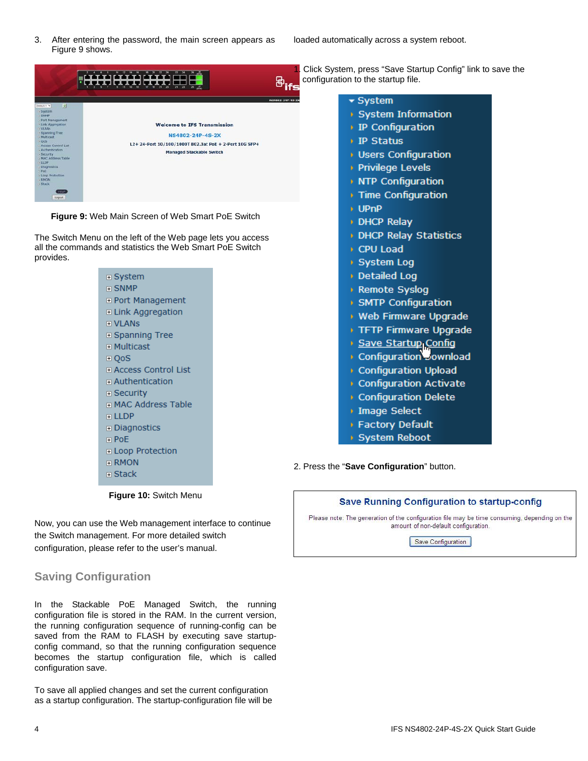3. After entering the password, the main screen appears as Figure 9 shows.

**Figure 9:** Web Main Screen of Web Smart PoE Switch

The Switch Menu on the left of the Web page lets you access all the commands and statistics the Web Smart PoE Switch provides.

**Figure 10:** Switch Menu

Now, you can use the Web management interface to continue the Switch management. For more detailed switch configuration, please refer to the user's manual.

## Saving Configuration

In the Stackable PoE Managed Switch, the running configuration file is stored in the RAM. In the current version, the running configuration sequence of running-config can be saved from the RAM to FLASH by executing save startup-config command, so that the running configuration sequence becomes the startup configuration file, which is called configuration save.

To save all applied changes and set the current configuration as a startup configuration. The startup-configuration file will be loaded automatically across a system reboot.

1. Click System, press "Save Startup Config" link to save the configuration to the startup file.

2. Press the "**Save Configuration**" button.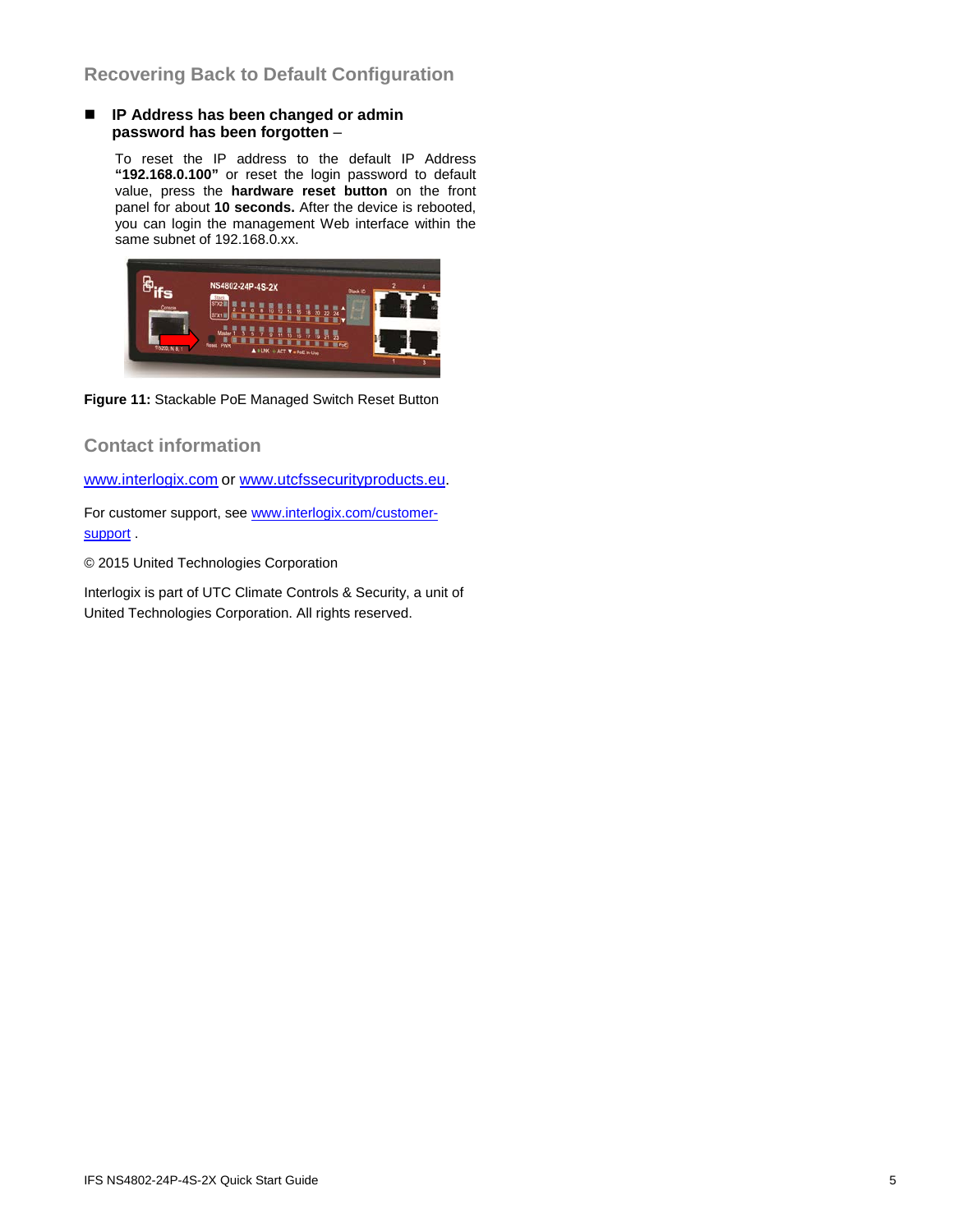## Recovering Back to Default Configuration

- **IP Address has been changed or admin password has been forgotten** –

  To reset the IP address to the default IP Address **"192.168.0.100"** or reset the login password to default value, press the **hardware reset button** on the front panel for about **10 seconds.** After the device is rebooted, you can login the management Web interface within the same subnet of 192.168.0.xx.

**Figure 11:** Stackable PoE Managed Switch Reset Button

## Contact information

www.interlogix.com or www.utcfssecurityproducts.eu.

For customer support, see www.interlogix.com/customer-support .

© 2015 United Technologies Corporation

Interlogix is part of UTC Climate Controls & Security, a unit of United Technologies Corporation. All rights reserved.